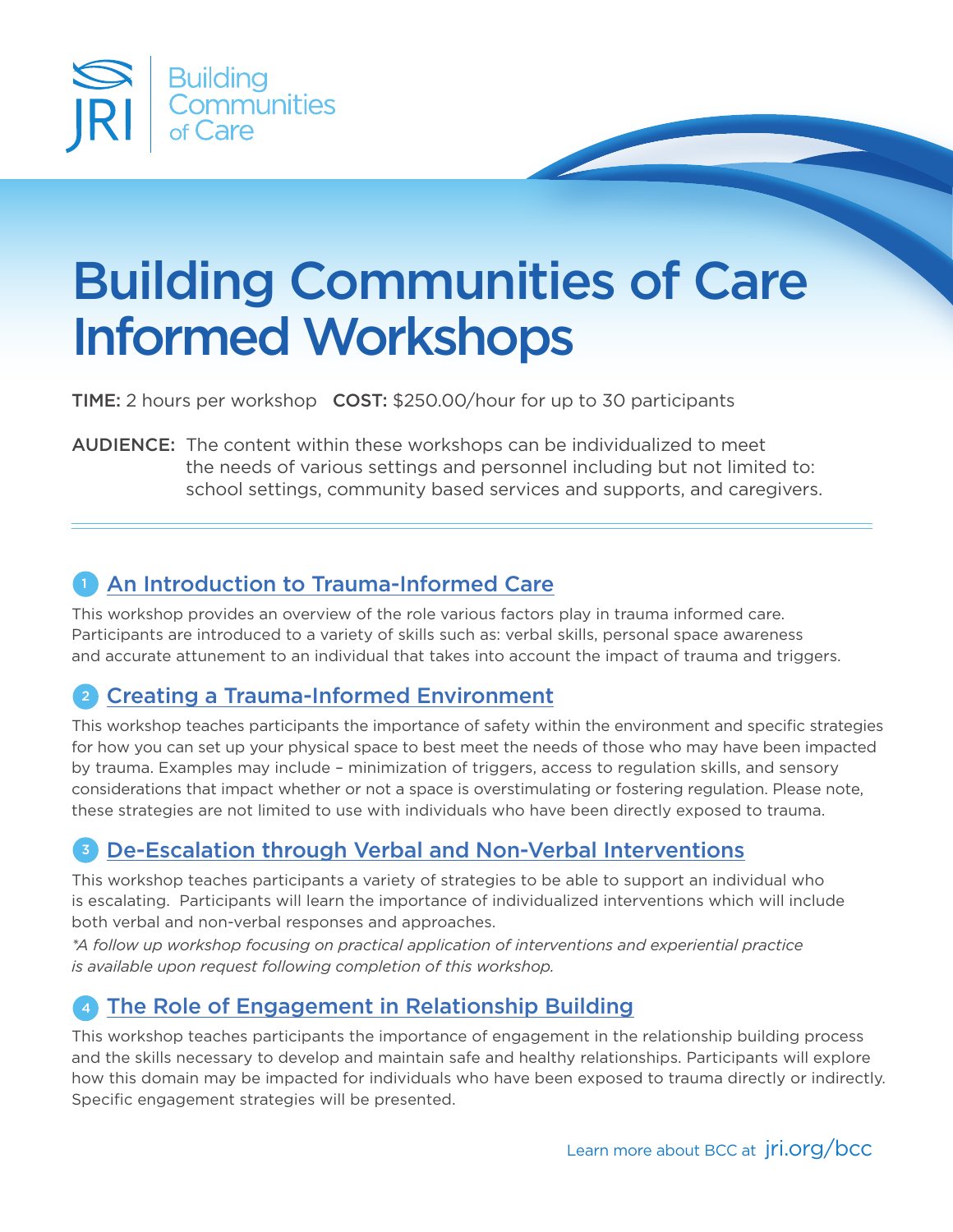JRI | Building Communities of Care

# Building Communities of Care Informed Workshops

**TIME:** 2 hours per workshop **COST:** $250.00/hour for up to 30 participants

**AUDIENCE:** The content within these workshops can be individualized to meet the needs of various settings and personnel including but not limited to: school settings, community based services and supports, and caregivers.

---

## 1 An Introduction to Trauma-Informed Care

This workshop provides an overview of the role various factors play in trauma informed care. Participants are introduced to a variety of skills such as: verbal skills, personal space awareness and accurate attunement to an individual that takes into account the impact of trauma and triggers.

## 2 Creating a Trauma-Informed Environment

This workshop teaches participants the importance of safety within the environment and specific strategies for how you can set up your physical space to best meet the needs of those who may have been impacted by trauma. Examples may include – minimization of triggers, access to regulation skills, and sensory considerations that impact whether or not a space is overstimulating or fostering regulation. Please note, these strategies are not limited to use with individuals who have been directly exposed to trauma.

## 3 De-Escalation through Verbal and Non-Verbal Interventions

This workshop teaches participants a variety of strategies to be able to support an individual who is escalating. Participants will learn the importance of individualized interventions which will include both verbal and non-verbal responses and approaches.

*\*A follow up workshop focusing on practical application of interventions and experiential practice is available upon request following completion of this workshop.*

## 4 The Role of Engagement in Relationship Building

This workshop teaches participants the importance of engagement in the relationship building process and the skills necessary to develop and maintain safe and healthy relationships. Participants will explore how this domain may be impacted for individuals who have been exposed to trauma directly or indirectly. Specific engagement strategies will be presented.

Learn more about BCC at jri.org/bcc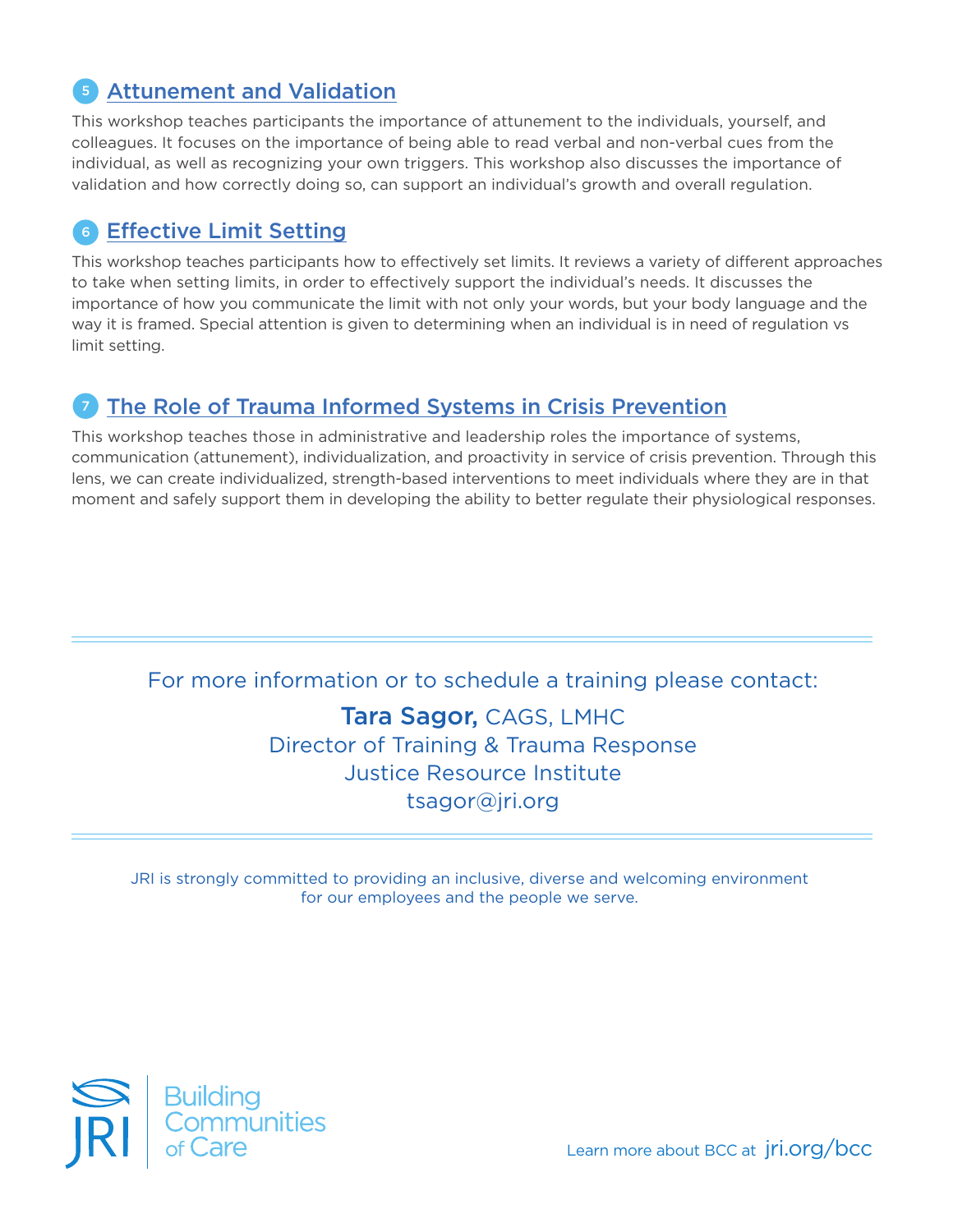## 5 Attunement and Validation

This workshop teaches participants the importance of attunement to the individuals, yourself, and colleagues. It focuses on the importance of being able to read verbal and non-verbal cues from the individual, as well as recognizing your own triggers. This workshop also discusses the importance of validation and how correctly doing so, can support an individual's growth and overall regulation.

## 6 Effective Limit Setting

This workshop teaches participants how to effectively set limits. It reviews a variety of different approaches to take when setting limits, in order to effectively support the individual's needs. It discusses the importance of how you communicate the limit with not only your words, but your body language and the way it is framed. Special attention is given to determining when an individual is in need of regulation vs limit setting.

## 7 The Role of Trauma Informed Systems in Crisis Prevention

This workshop teaches those in administrative and leadership roles the importance of systems, communication (attunement), individualization, and proactivity in service of crisis prevention. Through this lens, we can create individualized, strength-based interventions to meet individuals where they are in that moment and safely support them in developing the ability to better regulate their physiological responses.

---

For more information or to schedule a training please contact:

**Tara Sagor,** CAGS, LMHC
Director of Training & Trauma Response
Justice Resource Institute
tsagor@jri.org

---

JRI is strongly committed to providing an inclusive, diverse and welcoming environment for our employees and the people we serve.

JRI | Building Communities of Care

Learn more about BCC at jri.org/bcc